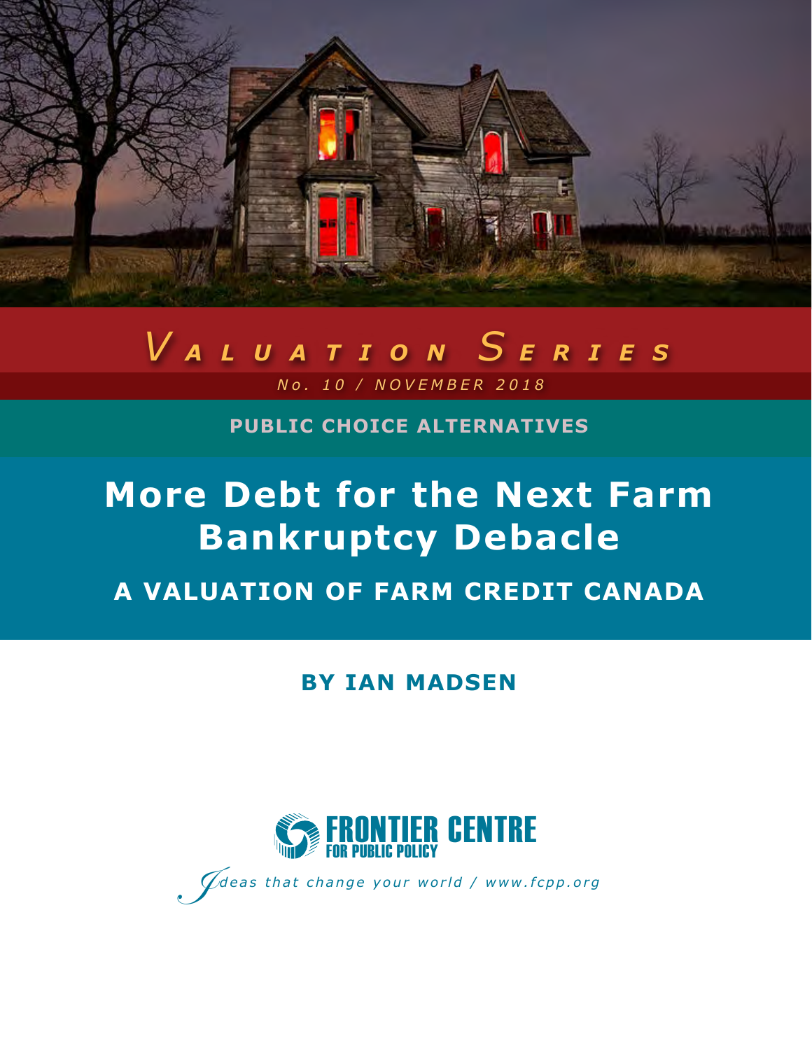*Valuation Series*

*No. 10 / NOVEMBER 2018*

**PUBLIC CHOICE ALTERNATIVES**

# More Debt for the Next Farm Bankruptcy Debacle

## A VALUATION OF FARM CREDIT CANADA

**BY IAN MADSEN**

FRONTIER CENTRE FOR PUBLIC POLICY

*Ideas that change your world / www.fcpp.org*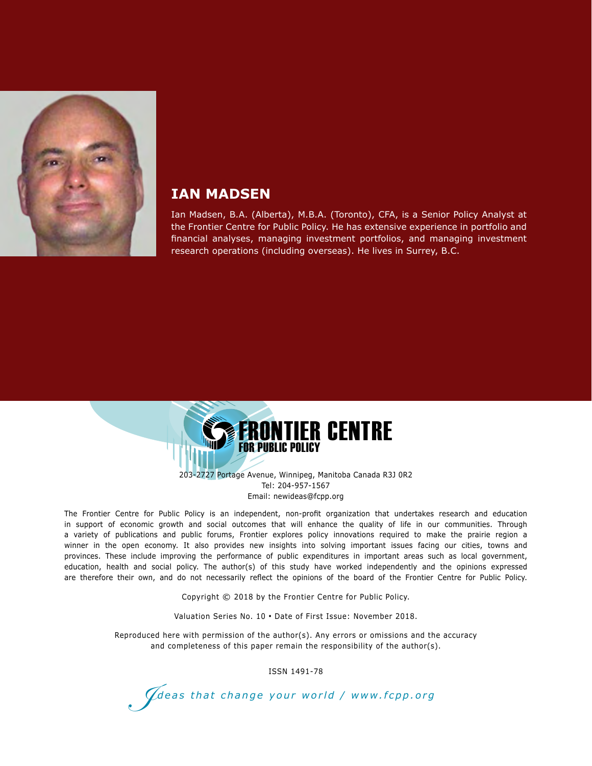## IAN MADSEN

Ian Madsen, B.A. (Alberta), M.B.A. (Toronto), CFA, is a Senior Policy Analyst at the Frontier Centre for Public Policy. He has extensive experience in portfolio and financial analyses, managing investment portfolios, and managing investment research operations (including overseas). He lives in Surrey, B.C.

**FRONTIER CENTRE FOR PUBLIC POLICY**

203-2727 Portage Avenue, Winnipeg, Manitoba Canada R3J 0R2
Tel: 204-957-1567
Email: newideas@fcpp.org

The Frontier Centre for Public Policy is an independent, non-profit organization that undertakes research and education in support of economic growth and social outcomes that will enhance the quality of life in our communities. Through a variety of publications and public forums, Frontier explores policy innovations required to make the prairie region a winner in the open economy. It also provides new insights into solving important issues facing our cities, towns and provinces. These include improving the performance of public expenditures in important areas such as local government, education, health and social policy. The author(s) of this study have worked independently and the opinions expressed are therefore their own, and do not necessarily reflect the opinions of the board of the Frontier Centre for Public Policy.

Copyright © 2018 by the Frontier Centre for Public Policy.

Valuation Series No. 10 • Date of First Issue: November 2018.

Reproduced here with permission of the author(s). Any errors or omissions and the accuracy and completeness of this paper remain the responsibility of the author(s).

ISSN 1491-78

*Ideas that change your world / www.fcpp.org*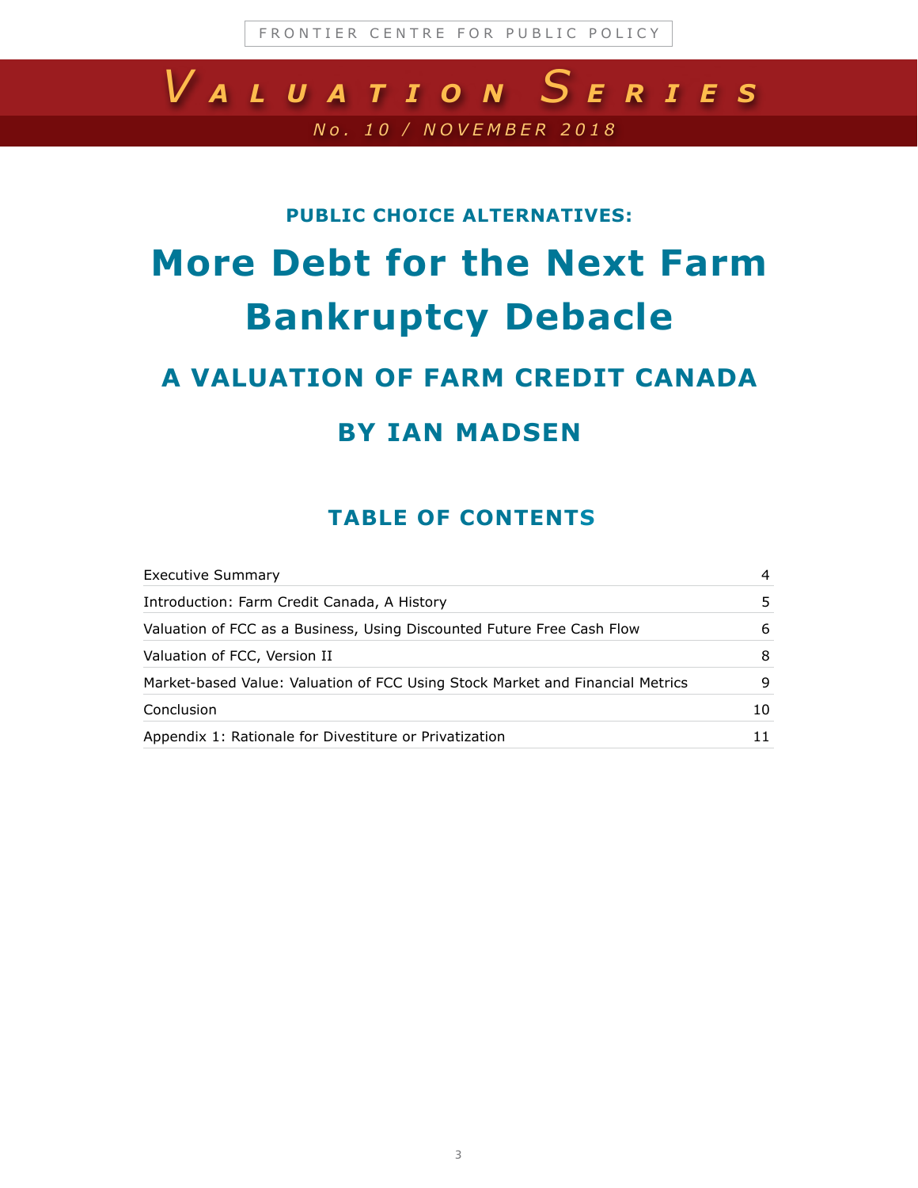FRONTIER CENTRE FOR PUBLIC POLICY

# Valuation Series

*No. 10 / NOVEMBER 2018*

### PUBLIC CHOICE ALTERNATIVES:

# More Debt for the Next Farm Bankruptcy Debacle

## A VALUATION OF FARM CREDIT CANADA

## BY IAN MADSEN

## TABLE OF CONTENTS

| | |
|---|---|
| Executive Summary | 4 |
| Introduction: Farm Credit Canada, A History | 5 |
| Valuation of FCC as a Business, Using Discounted Future Free Cash Flow | 6 |
| Valuation of FCC, Version II | 8 |
| Market-based Value: Valuation of FCC Using Stock Market and Financial Metrics | 9 |
| Conclusion | 10 |
| Appendix 1: Rationale for Divestiture or Privatization | 11 |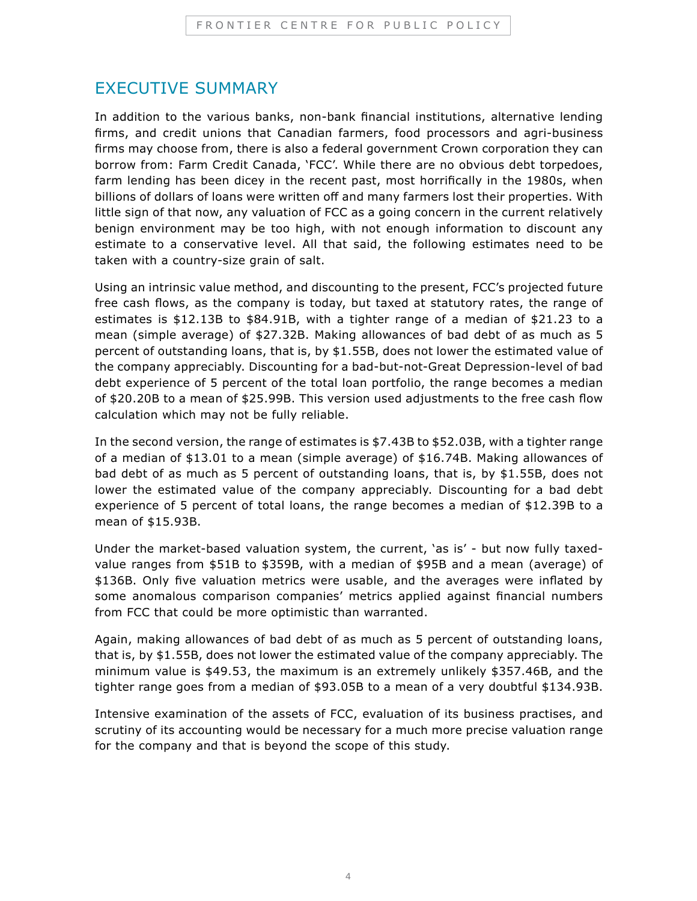## EXECUTIVE SUMMARY

In addition to the various banks, non-bank financial institutions, alternative lending firms, and credit unions that Canadian farmers, food processors and agri-business firms may choose from, there is also a federal government Crown corporation they can borrow from: Farm Credit Canada, 'FCC'. While there are no obvious debt torpedoes, farm lending has been dicey in the recent past, most horrifically in the 1980s, when billions of dollars of loans were written off and many farmers lost their properties. With little sign of that now, any valuation of FCC as a going concern in the current relatively benign environment may be too high, with not enough information to discount any estimate to a conservative level. All that said, the following estimates need to be taken with a country-size grain of salt.

Using an intrinsic value method, and discounting to the present, FCC's projected future free cash flows, as the company is today, but taxed at statutory rates, the range of estimates is $12.13B to $84.91B, with a tighter range of a median of $21.23 to a mean (simple average) of $27.32B. Making allowances of bad debt of as much as 5 percent of outstanding loans, that is, by $1.55B, does not lower the estimated value of the company appreciably. Discounting for a bad-but-not-Great Depression-level of bad debt experience of 5 percent of the total loan portfolio, the range becomes a median of $20.20B to a mean of $25.99B. This version used adjustments to the free cash flow calculation which may not be fully reliable.

In the second version, the range of estimates is $7.43B to $52.03B, with a tighter range of a median of $13.01 to a mean (simple average) of $16.74B. Making allowances of bad debt of as much as 5 percent of outstanding loans, that is, by $1.55B, does not lower the estimated value of the company appreciably. Discounting for a bad debt experience of 5 percent of total loans, the range becomes a median of $12.39B to a mean of $15.93B.

Under the market-based valuation system, the current, 'as is' - but now fully taxed-value ranges from $51B to $359B, with a median of $95B and a mean (average) of $136B. Only five valuation metrics were usable, and the averages were inflated by some anomalous comparison companies' metrics applied against financial numbers from FCC that could be more optimistic than warranted.

Again, making allowances of bad debt of as much as 5 percent of outstanding loans, that is, by $1.55B, does not lower the estimated value of the company appreciably. The minimum value is $49.53, the maximum is an extremely unlikely $357.46B, and the tighter range goes from a median of $93.05B to a mean of a very doubtful $134.93B.

Intensive examination of the assets of FCC, evaluation of its business practises, and scrutiny of its accounting would be necessary for a much more precise valuation range for the company and that is beyond the scope of this study.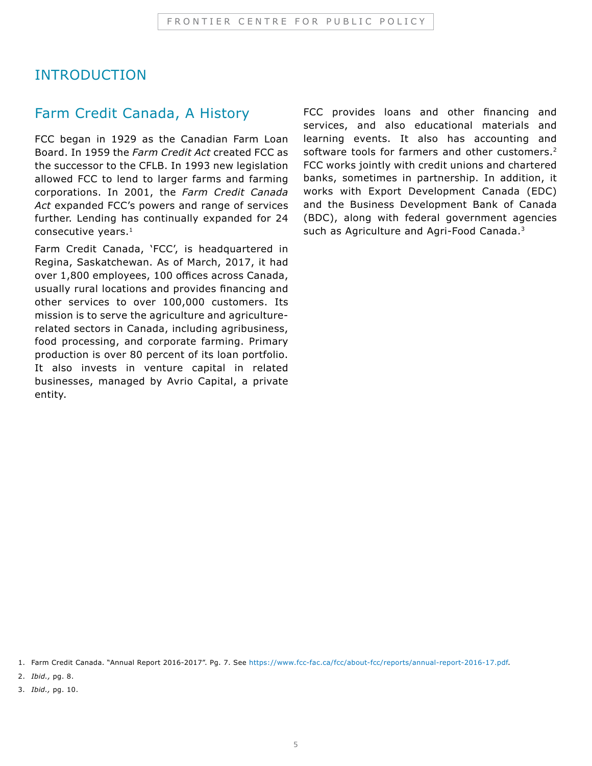# INTRODUCTION

## Farm Credit Canada, A History

FCC began in 1929 as the Canadian Farm Loan Board. In 1959 the *Farm Credit Act* created FCC as the successor to the CFLB. In 1993 new legislation allowed FCC to lend to larger farms and farming corporations. In 2001, the *Farm Credit Canada Act* expanded FCC's powers and range of services further. Lending has continually expanded for 24 consecutive years.[1]

Farm Credit Canada, 'FCC', is headquartered in Regina, Saskatchewan. As of March, 2017, it had over 1,800 employees, 100 offices across Canada, usually rural locations and provides financing and other services to over 100,000 customers. Its mission is to serve the agriculture and agriculture-related sectors in Canada, including agribusiness, food processing, and corporate farming. Primary production is over 80 percent of its loan portfolio. It also invests in venture capital in related businesses, managed by Avrio Capital, a private entity.

FCC provides loans and other financing and services, and also educational materials and learning events. It also has accounting and software tools for farmers and other customers.[2] FCC works jointly with credit unions and chartered banks, sometimes in partnership. In addition, it works with Export Development Canada (EDC) and the Business Development Bank of Canada (BDC), along with federal government agencies such as Agriculture and Agri-Food Canada.[3]

1. Farm Credit Canada. "Annual Report 2016-2017". Pg. 7. See https://www.fcc-fac.ca/fcc/about-fcc/reports/annual-report-2016-17.pdf.
2. *Ibid.,* pg. 8.
3. *Ibid.,* pg. 10.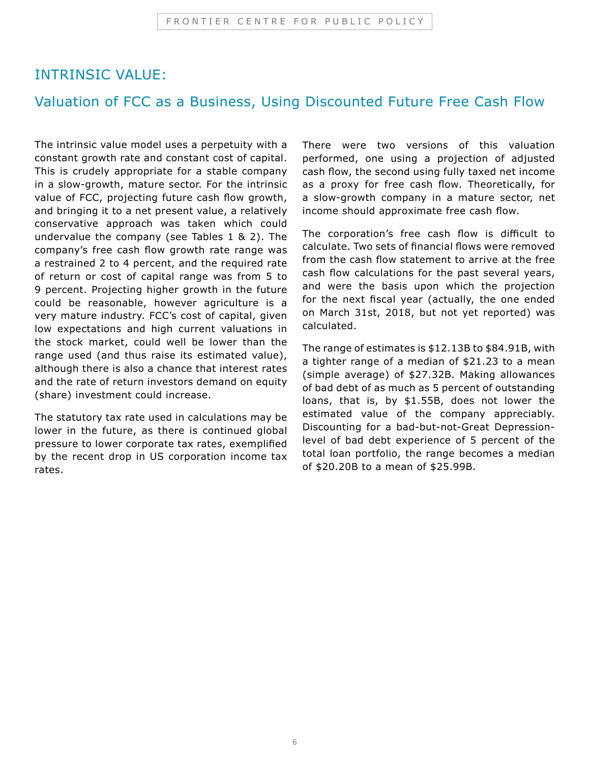## INTRINSIC VALUE:

### Valuation of FCC as a Business, Using Discounted Future Free Cash Flow

The intrinsic value model uses a perpetuity with a constant growth rate and constant cost of capital. This is crudely appropriate for a stable company in a slow-growth, mature sector. For the intrinsic value of FCC, projecting future cash flow growth, and bringing it to a net present value, a relatively conservative approach was taken which could undervalue the company (see Tables 1 & 2). The company's free cash flow growth rate range was a restrained 2 to 4 percent, and the required rate of return or cost of capital range was from 5 to 9 percent. Projecting higher growth in the future could be reasonable, however agriculture is a very mature industry. FCC's cost of capital, given low expectations and high current valuations in the stock market, could well be lower than the range used (and thus raise its estimated value), although there is also a chance that interest rates and the rate of return investors demand on equity (share) investment could increase.

The statutory tax rate used in calculations may be lower in the future, as there is continued global pressure to lower corporate tax rates, exemplified by the recent drop in US corporation income tax rates.

There were two versions of this valuation performed, one using a projection of adjusted cash flow, the second using fully taxed net income as a proxy for free cash flow. Theoretically, for a slow-growth company in a mature sector, net income should approximate free cash flow.

The corporation's free cash flow is difficult to calculate. Two sets of financial flows were removed from the cash flow statement to arrive at the free cash flow calculations for the past several years, and were the basis upon which the projection for the next fiscal year (actually, the one ended on March 31st, 2018, but not yet reported) was calculated.

The range of estimates is $12.13B to $84.91B, with a tighter range of a median of $21.23 to a mean (simple average) of $27.32B. Making allowances of bad debt of as much as 5 percent of outstanding loans, that is, by $1.55B, does not lower the estimated value of the company appreciably. Discounting for a bad-but-not-Great Depression-level of bad debt experience of 5 percent of the total loan portfolio, the range becomes a median of $20.20B to a mean of $25.99B.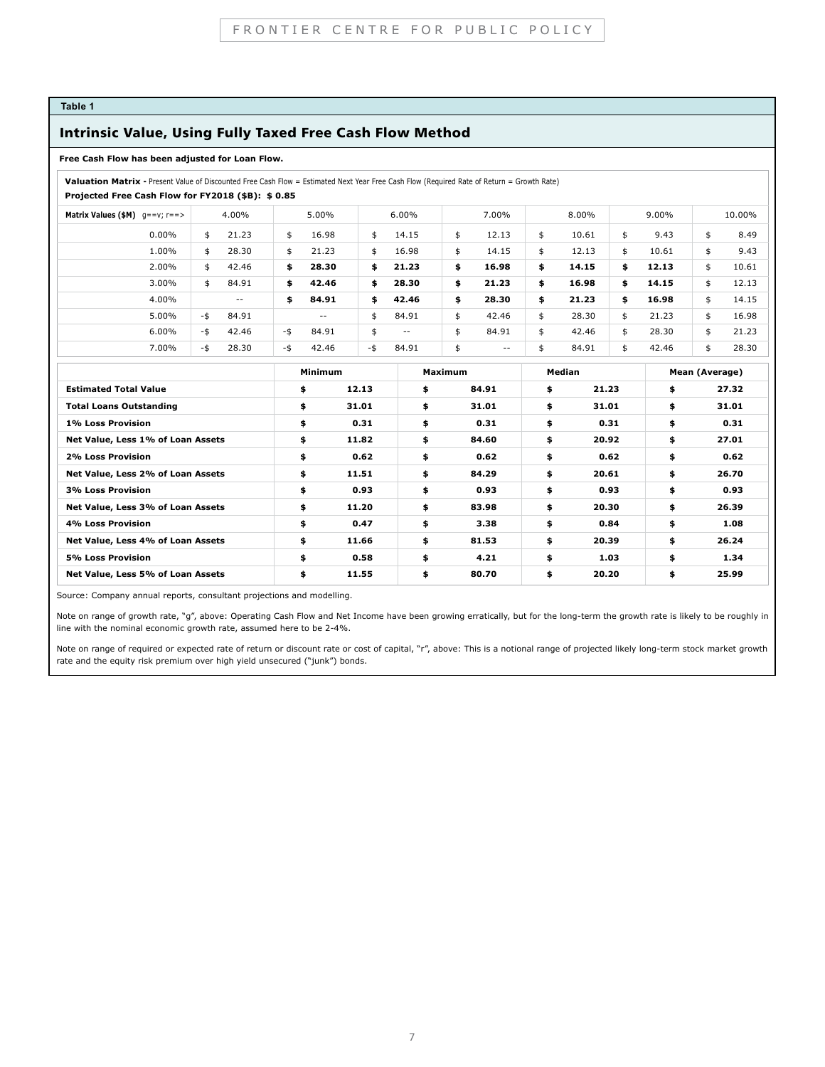Table 1

## Intrinsic Value, Using Fully Taxed Free Cash Flow Method

**Free Cash Flow has been adjusted for Loan Flow.**

**Valuation Matrix -** Present Value of Discounted Free Cash Flow = Estimated Next Year Free Cash Flow (Required Rate of Return = Growth Rate)

**Projected Free Cash Flow for FY2018 ($B): $ 0.85**

| **Matrix Values ($M)** g==v; r==> | 4.00% | 5.00% | 6.00% | 7.00% | 8.00% | 9.00% | 10.00% |
|---|---|---|---|---|---|---|---|
| 0.00% | $ 21.23 | $ 16.98 | $ 14.15 | $ 12.13 | $ 10.61 | $ 9.43 | $ 8.49 |
| 1.00% | $ 28.30 | $ 21.23 | $ 16.98 | $ 14.15 | $ 12.13 | $ 10.61 | $ 9.43 |
| 2.00% | $ 42.46 | **$ 28.30** | **$ 21.23** | **$ 16.98** | **$ 14.15** | **$ 12.13** | $ 10.61 |
| 3.00% | $ 84.91 | **$ 42.46** | **$ 28.30** | **$ 21.23** | **$ 16.98** | **$ 14.15** | $ 12.13 |
| 4.00% | -- | **$ 84.91** | **$ 42.46** | **$ 28.30** | **$ 21.23** | **$ 16.98** | $ 14.15 |
| 5.00% | -$ 84.91 | -- | $ 84.91 | $ 42.46 | $ 28.30 | $ 21.23 | $ 16.98 |
| 6.00% | -$ 42.46 | -$ 84.91 | $ -- | $ 84.91 | $ 42.46 | $ 28.30 | $ 21.23 |
| 7.00% | -$ 28.30 | -$ 42.46 | -$ 84.91 | $ -- | $ 84.91 | $ 42.46 | $ 28.30 |

| | **Minimum** | **Maximum** | **Median** | **Mean (Average)** |
|---|---|---|---|---|
| **Estimated Total Value** | **$ 12.13** | **$ 84.91** | **$ 21.23** | **$ 27.32** |
| **Total Loans Outstanding** | **$ 31.01** | **$ 31.01** | **$ 31.01** | **$ 31.01** |
| **1% Loss Provision** | **$ 0.31** | **$ 0.31** | **$ 0.31** | **$ 0.31** |
| **Net Value, Less 1% of Loan Assets** | **$ 11.82** | **$ 84.60** | **$ 20.92** | **$ 27.01** |
| **2% Loss Provision** | **$ 0.62** | **$ 0.62** | **$ 0.62** | **$ 0.62** |
| **Net Value, Less 2% of Loan Assets** | **$ 11.51** | **$ 84.29** | **$ 20.61** | **$ 26.70** |
| **3% Loss Provision** | **$ 0.93** | **$ 0.93** | **$ 0.93** | **$ 0.93** |
| **Net Value, Less 3% of Loan Assets** | **$ 11.20** | **$ 83.98** | **$ 20.30** | **$ 26.39** |
| **4% Loss Provision** | **$ 0.47** | **$ 3.38** | **$ 0.84** | **$ 1.08** |
| **Net Value, Less 4% of Loan Assets** | **$ 11.66** | **$ 81.53** | **$ 20.39** | **$ 26.24** |
| **5% Loss Provision** | **$ 0.58** | **$ 4.21** | **$ 1.03** | **$ 1.34** |
| **Net Value, Less 5% of Loan Assets** | **$ 11.55** | **$ 80.70** | **$ 20.20** | **$ 25.99** |

Source: Company annual reports, consultant projections and modelling.

Note on range of growth rate, "g", above: Operating Cash Flow and Net Income have been growing erratically, but for the long-term the growth rate is likely to be roughly in line with the nominal economic growth rate, assumed here to be 2-4%.

Note on range of required or expected rate of return or discount rate or cost of capital, "r", above: This is a notional range of projected likely long-term stock market growth rate and the equity risk premium over high yield unsecured ("junk") bonds.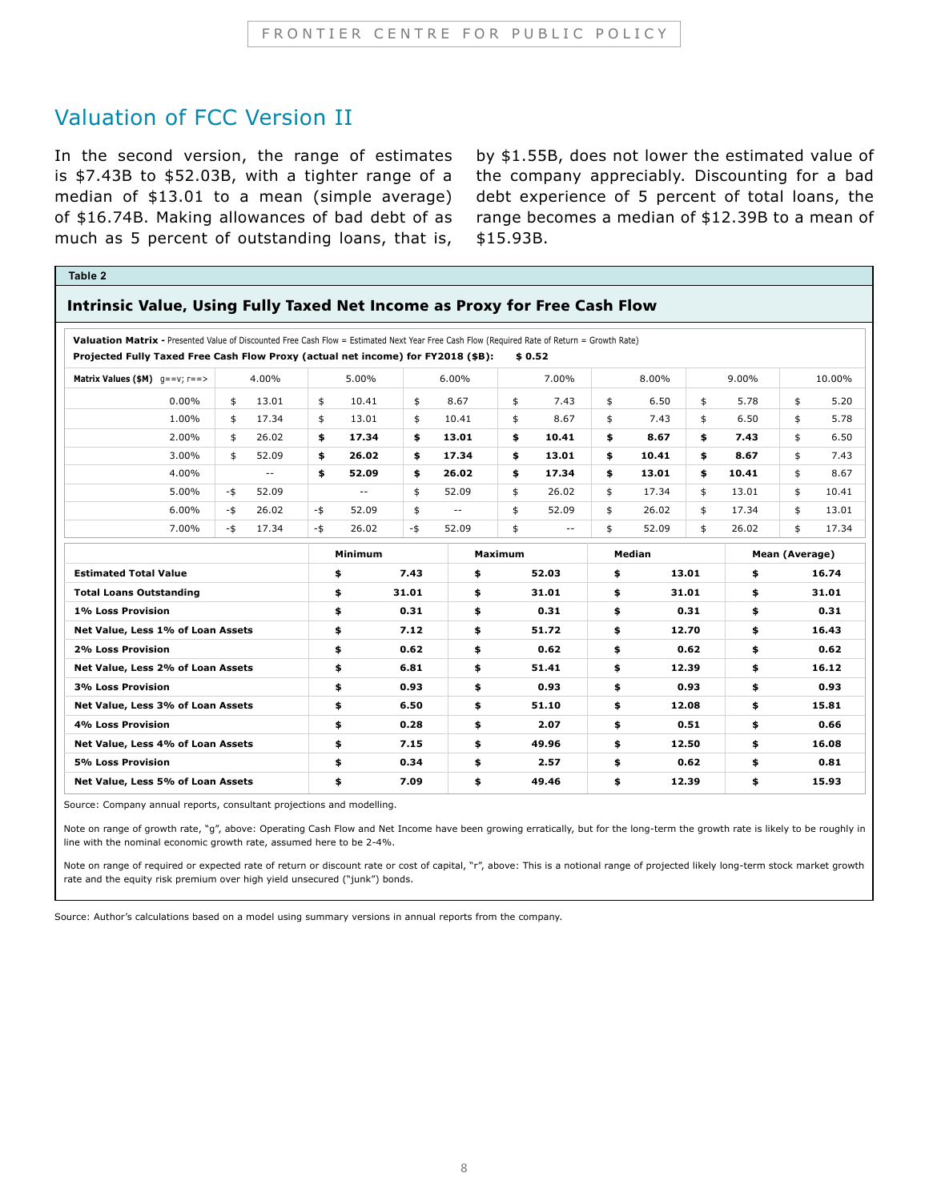## Valuation of FCC Version II

In the second version, the range of estimates is $7.43B to $52.03B, with a tighter range of a median of $13.01 to a mean (simple average) of $16.74B. Making allowances of bad debt of as much as 5 percent of outstanding loans, that is, by $1.55B, does not lower the estimated value of the company appreciably. Discounting for a bad debt experience of 5 percent of total loans, the range becomes a median of $12.39B to a mean of $15.93B.

**Table 2**

### Intrinsic Value, Using Fully Taxed Net Income as Proxy for Free Cash Flow

**Valuation Matrix -** Presented Value of Discounted Free Cash Flow = Estimated Next Year Free Cash Flow (Required Rate of Return = Growth Rate)

**Projected Fully Taxed Free Cash Flow Proxy (actual net income) for FY2018 ($B): $ 0.52**

| Matrix Values ($M) g==v; r==> | 4.00% | 5.00% | 6.00% | 7.00% | 8.00% | 9.00% | 10.00% |
|---|---|---|---|---|---|---|---|
| 0.00% | $ 13.01 | $ 10.41 | $ 8.67 | $ 7.43 | $ 6.50 | $ 5.78 | $ 5.20 |
| 1.00% | $ 17.34 | $ 13.01 | $ 10.41 | $ 8.67 | $ 7.43 | $ 6.50 | $ 5.78 |
| 2.00% | $ 26.02 | **$ 17.34** | **$ 13.01** | **$ 10.41** | **$ 8.67** | **$ 7.43** | $ 6.50 |
| 3.00% | $ 52.09 | **$ 26.02** | **$ 17.34** | **$ 13.01** | **$ 10.41** | **$ 8.67** | $ 7.43 |
| 4.00% | -- | **$ 52.09** | **$ 26.02** | **$ 17.34** | **$ 13.01** | **$ 10.41** | $ 8.67 |
| 5.00% | -$ 52.09 | -- | $ 52.09 | $ 26.02 | $ 17.34 | $ 13.01 | $ 10.41 |
| 6.00% | -$ 26.02 | -$ 52.09 | $ -- | $ 52.09 | $ 26.02 | $ 17.34 | $ 13.01 |
| 7.00% | -$ 17.34 | -$ 26.02 | -$ 52.09 | $ -- | $ 52.09 | $ 26.02 | $ 17.34 |

| | Minimum | Maximum | Median | Mean (Average) |
|---|---|---|---|---|
| **Estimated Total Value** | **$ 7.43** | **$ 52.03** | **$ 13.01** | **$ 16.74** |
| **Total Loans Outstanding** | **$ 31.01** | **$ 31.01** | **$ 31.01** | **$ 31.01** |
| **1% Loss Provision** | **$ 0.31** | **$ 0.31** | **$ 0.31** | **$ 0.31** |
| **Net Value, Less 1% of Loan Assets** | **$ 7.12** | **$ 51.72** | **$ 12.70** | **$ 16.43** |
| **2% Loss Provision** | **$ 0.62** | **$ 0.62** | **$ 0.62** | **$ 0.62** |
| **Net Value, Less 2% of Loan Assets** | **$ 6.81** | **$ 51.41** | **$ 12.39** | **$ 16.12** |
| **3% Loss Provision** | **$ 0.93** | **$ 0.93** | **$ 0.93** | **$ 0.93** |
| **Net Value, Less 3% of Loan Assets** | **$ 6.50** | **$ 51.10** | **$ 12.08** | **$ 15.81** |
| **4% Loss Provision** | **$ 0.28** | **$ 2.07** | **$ 0.51** | **$ 0.66** |
| **Net Value, Less 4% of Loan Assets** | **$ 7.15** | **$ 49.96** | **$ 12.50** | **$ 16.08** |
| **5% Loss Provision** | **$ 0.34** | **$ 2.57** | **$ 0.62** | **$ 0.81** |
| **Net Value, Less 5% of Loan Assets** | **$ 7.09** | **$ 49.46** | **$ 12.39** | **$ 15.93** |

Source: Company annual reports, consultant projections and modelling.

Note on range of growth rate, "g", above: Operating Cash Flow and Net Income have been growing erratically, but for the long-term the growth rate is likely to be roughly in line with the nominal economic growth rate, assumed here to be 2-4%.

Note on range of required or expected rate of return or discount rate or cost of capital, "r", above: This is a notional range of projected likely long-term stock market growth rate and the equity risk premium over high yield unsecured ("junk") bonds.

Source: Author's calculations based on a model using summary versions in annual reports from the company.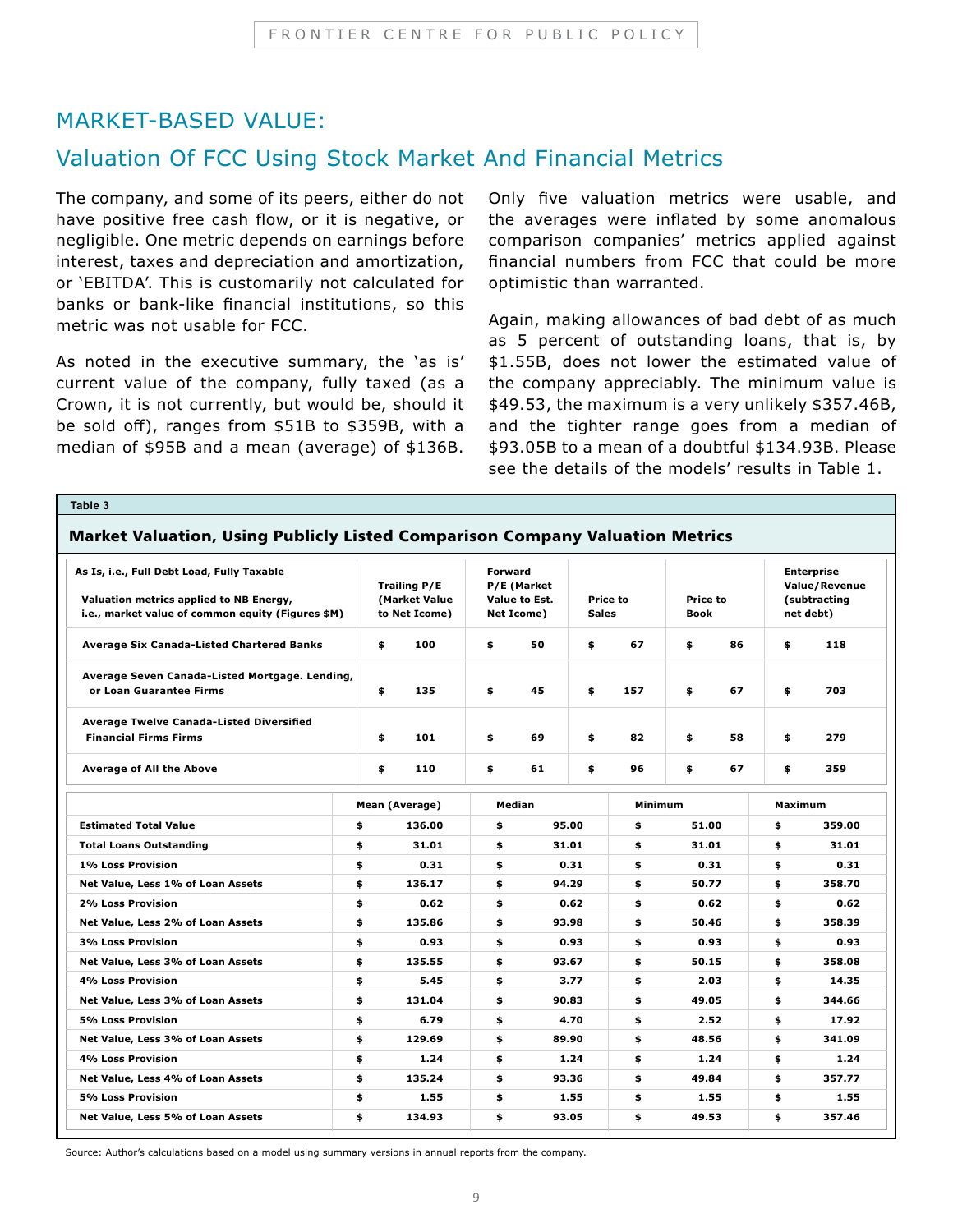## MARKET-BASED VALUE:

## Valuation Of FCC Using Stock Market And Financial Metrics

The company, and some of its peers, either do not have positive free cash flow, or it is negative, or negligible. One metric depends on earnings before interest, taxes and depreciation and amortization, or 'EBITDA'. This is customarily not calculated for banks or bank-like financial institutions, so this metric was not usable for FCC.

As noted in the executive summary, the 'as is' current value of the company, fully taxed (as a Crown, it is not currently, but would be, should it be sold off), ranges from $51B to $359B, with a median of $95B and a mean (average) of $136B.

Only five valuation metrics were usable, and the averages were inflated by some anomalous comparison companies' metrics applied against financial numbers from FCC that could be more optimistic than warranted.

Again, making allowances of bad debt of as much as 5 percent of outstanding loans, that is, by $1.55B, does not lower the estimated value of the company appreciably. The minimum value is $49.53, the maximum is a very unlikely $357.46B, and the tighter range goes from a median of $93.05B to a mean of a doubtful $134.93B. Please see the details of the models' results in Table 1.

**Table 3**

**Market Valuation, Using Publicly Listed Comparison Company Valuation Metrics**

| As Is, i.e., Full Debt Load, Fully Taxable<br>Valuation metrics applied to NB Energy, i.e., market value of common equity (Figures $M) | Trailing P/E (Market Value to Net Icome) | Forward P/E (Market Value to Est. Net Icome) | Price to Sales | Price to Book | Enterprise Value/Revenue (subtracting net debt) |
|---|---|---|---|---|---|
| Average Six Canada-Listed Chartered Banks | $ 100 | $ 50 | $ 67 | $ 86 | $ 118 |
| Average Seven Canada-Listed Mortgage. Lending, or Loan Guarantee Firms | $ 135 | $ 45 | $ 157 | $ 67 | $ 703 |
| Average Twelve Canada-Listed Diversified Financial Firms Firms | $ 101 | $ 69 | $ 82 | $ 58 | $ 279 |
| Average of All the Above | $ 110 | $ 61 | $ 96 | $ 67 | $ 359 |

| | Mean (Average) | Median | Minimum | Maximum |
|---|---|---|---|---|
| Estimated Total Value | $ 136.00 | $ 95.00 | $ 51.00 | $ 359.00 |
| Total Loans Outstanding | $ 31.01 | $ 31.01 | $ 31.01 | $ 31.01 |
| 1% Loss Provision | $ 0.31 | $ 0.31 | $ 0.31 | $ 0.31 |
| Net Value, Less 1% of Loan Assets | $ 136.17 | $ 94.29 | $ 50.77 | $ 358.70 |
| 2% Loss Provision | $ 0.62 | $ 0.62 | $ 0.62 | $ 0.62 |
| Net Value, Less 2% of Loan Assets | $ 135.86 | $ 93.98 | $ 50.46 | $ 358.39 |
| 3% Loss Provision | $ 0.93 | $ 0.93 | $ 0.93 | $ 0.93 |
| Net Value, Less 3% of Loan Assets | $ 135.55 | $ 93.67 | $ 50.15 | $ 358.08 |
| 4% Loss Provision | $ 5.45 | $ 3.77 | $ 2.03 | $ 14.35 |
| Net Value, Less 3% of Loan Assets | $ 131.04 | $ 90.83 | $ 49.05 | $ 344.66 |
| 5% Loss Provision | $ 6.79 | $ 4.70 | $ 2.52 | $ 17.92 |
| Net Value, Less 3% of Loan Assets | $ 129.69 | $ 89.90 | $ 48.56 | $ 341.09 |
| 4% Loss Provision | $ 1.24 | $ 1.24 | $ 1.24 | $ 1.24 |
| Net Value, Less 4% of Loan Assets | $ 135.24 | $ 93.36 | $ 49.84 | $ 357.77 |
| 5% Loss Provision | $ 1.55 | $ 1.55 | $ 1.55 | $ 1.55 |
| Net Value, Less 5% of Loan Assets | $ 134.93 | $ 93.05 | $ 49.53 | $ 357.46 |

Source: Author's calculations based on a model using summary versions in annual reports from the company.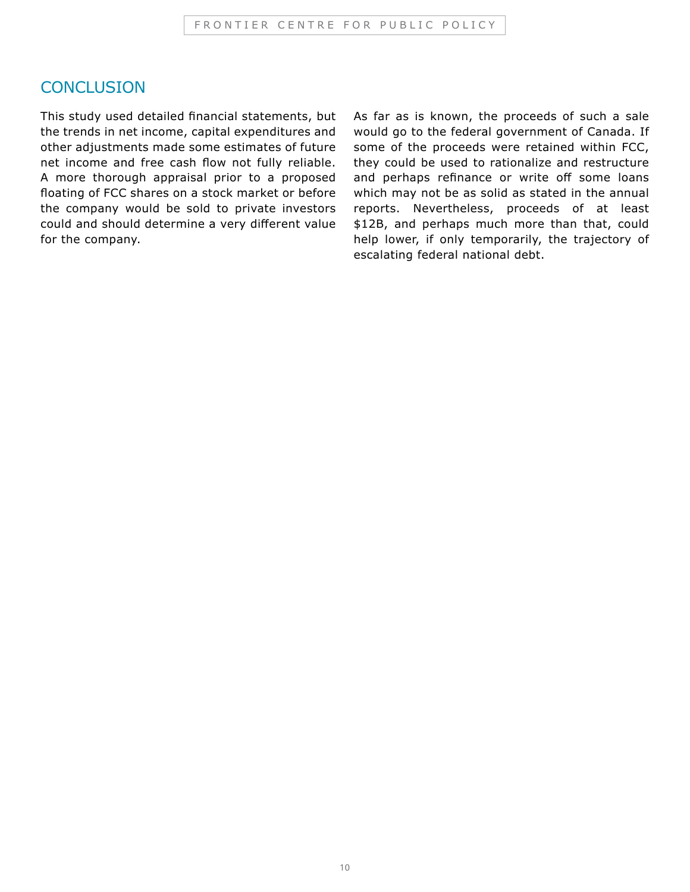## CONCLUSION

This study used detailed financial statements, but the trends in net income, capital expenditures and other adjustments made some estimates of future net income and free cash flow not fully reliable. A more thorough appraisal prior to a proposed floating of FCC shares on a stock market or before the company would be sold to private investors could and should determine a very different value for the company.

As far as is known, the proceeds of such a sale would go to the federal government of Canada. If some of the proceeds were retained within FCC, they could be used to rationalize and restructure and perhaps refinance or write off some loans which may not be as solid as stated in the annual reports. Nevertheless, proceeds of at least $12B, and perhaps much more than that, could help lower, if only temporarily, the trajectory of escalating federal national debt.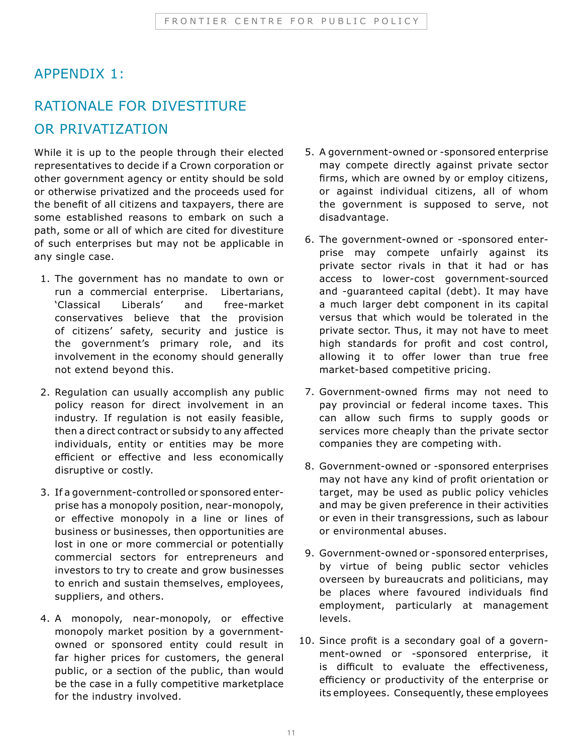## APPENDIX 1:

## RATIONALE FOR DIVESTITURE OR PRIVATIZATION

While it is up to the people through their elected representatives to decide if a Crown corporation or other government agency or entity should be sold or otherwise privatized and the proceeds used for the benefit of all citizens and taxpayers, there are some established reasons to embark on such a path, some or all of which are cited for divestiture of such enterprises but may not be applicable in any single case.

1. The government has no mandate to own or run a commercial enterprise. Libertarians, 'Classical Liberals' and free-market conservatives believe that the provision of citizens' safety, security and justice is the government's primary role, and its involvement in the economy should generally not extend beyond this.

2. Regulation can usually accomplish any public policy reason for direct involvement in an industry. If regulation is not easily feasible, then a direct contract or subsidy to any affected individuals, entity or entities may be more efficient or effective and less economically disruptive or costly.

3. If a government-controlled or sponsored enterprise has a monopoly position, near-monopoly, or effective monopoly in a line or lines of business or businesses, then opportunities are lost in one or more commercial or potentially commercial sectors for entrepreneurs and investors to try to create and grow businesses to enrich and sustain themselves, employees, suppliers, and others.

4. A monopoly, near-monopoly, or effective monopoly market position by a government-owned or sponsored entity could result in far higher prices for customers, the general public, or a section of the public, than would be the case in a fully competitive marketplace for the industry involved.

5. A government-owned or -sponsored enterprise may compete directly against private sector firms, which are owned by or employ citizens, or against individual citizens, all of whom the government is supposed to serve, not disadvantage.

6. The government-owned or -sponsored enterprise may compete unfairly against its private sector rivals in that it had or has access to lower-cost government-sourced and -guaranteed capital (debt). It may have a much larger debt component in its capital versus that which would be tolerated in the private sector. Thus, it may not have to meet high standards for profit and cost control, allowing it to offer lower than true free market-based competitive pricing.

7. Government-owned firms may not need to pay provincial or federal income taxes. This can allow such firms to supply goods or services more cheaply than the private sector companies they are competing with.

8. Government-owned or -sponsored enterprises may not have any kind of profit orientation or target, may be used as public policy vehicles and may be given preference in their activities or even in their transgressions, such as labour or environmental abuses.

9. Government-owned or -sponsored enterprises, by virtue of being public sector vehicles overseen by bureaucrats and politicians, may be places where favoured individuals find employment, particularly at management levels.

10. Since profit is a secondary goal of a government-owned or -sponsored enterprise, it is difficult to evaluate the effectiveness, efficiency or productivity of the enterprise or its employees. Consequently, these employees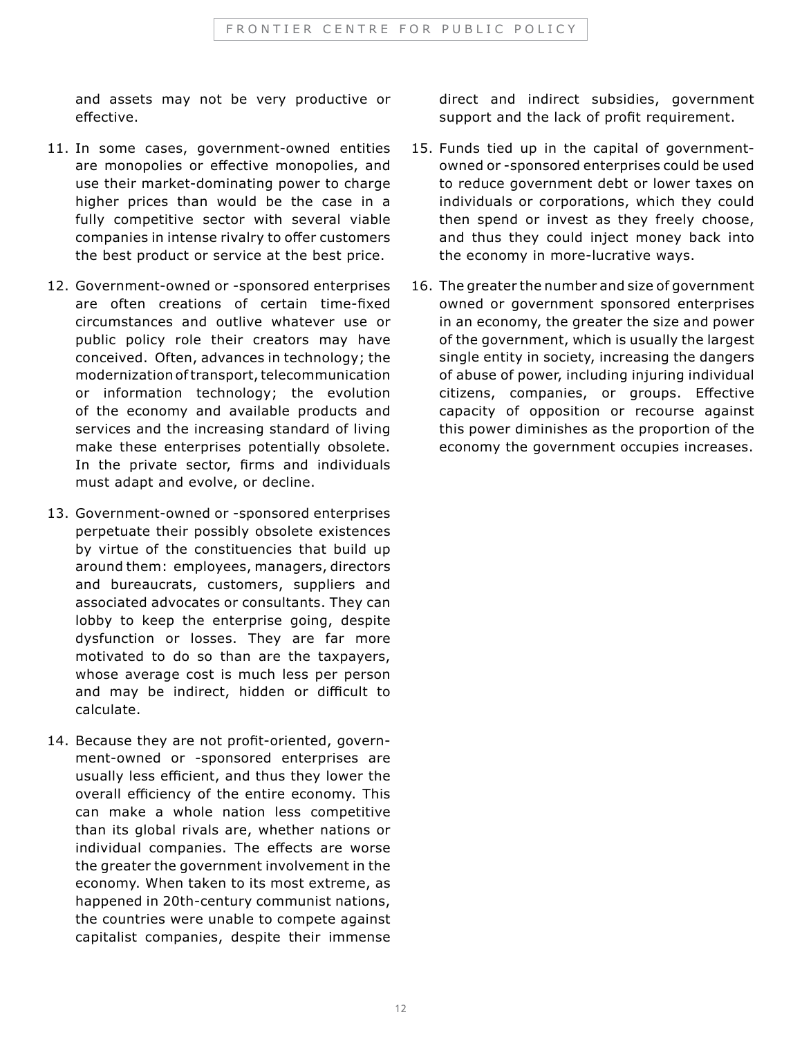and assets may not be very productive or effective.

11. In some cases, government-owned entities are monopolies or effective monopolies, and use their market-dominating power to charge higher prices than would be the case in a fully competitive sector with several viable companies in intense rivalry to offer customers the best product or service at the best price.

12. Government-owned or -sponsored enterprises are often creations of certain time-fixed circumstances and outlive whatever use or public policy role their creators may have conceived. Often, advances in technology; the modernization of transport, telecommunication or information technology; the evolution of the economy and available products and services and the increasing standard of living make these enterprises potentially obsolete. In the private sector, firms and individuals must adapt and evolve, or decline.

13. Government-owned or -sponsored enterprises perpetuate their possibly obsolete existences by virtue of the constituencies that build up around them: employees, managers, directors and bureaucrats, customers, suppliers and associated advocates or consultants. They can lobby to keep the enterprise going, despite dysfunction or losses. They are far more motivated to do so than are the taxpayers, whose average cost is much less per person and may be indirect, hidden or difficult to calculate.

14. Because they are not profit-oriented, government-owned or -sponsored enterprises are usually less efficient, and thus they lower the overall efficiency of the entire economy. This can make a whole nation less competitive than its global rivals are, whether nations or individual companies. The effects are worse the greater the government involvement in the economy. When taken to its most extreme, as happened in 20th-century communist nations, the countries were unable to compete against capitalist companies, despite their immense direct and indirect subsidies, government support and the lack of profit requirement.

15. Funds tied up in the capital of government-owned or -sponsored enterprises could be used to reduce government debt or lower taxes on individuals or corporations, which they could then spend or invest as they freely choose, and thus they could inject money back into the economy in more-lucrative ways.

16. The greater the number and size of government owned or government sponsored enterprises in an economy, the greater the size and power of the government, which is usually the largest single entity in society, increasing the dangers of abuse of power, including injuring individual citizens, companies, or groups. Effective capacity of opposition or recourse against this power diminishes as the proportion of the economy the government occupies increases.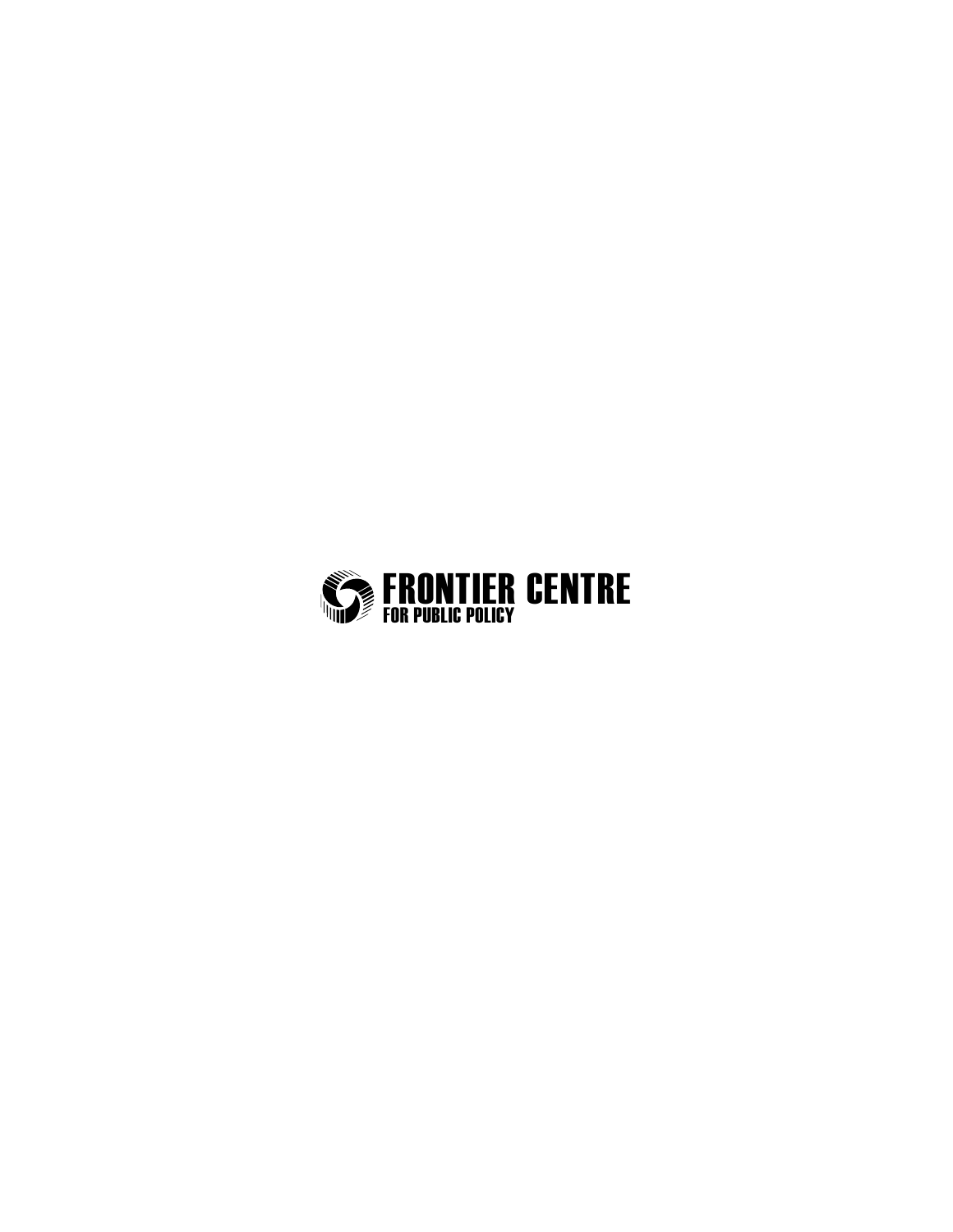FRONTIER CENTRE
FOR PUBLIC POLICY